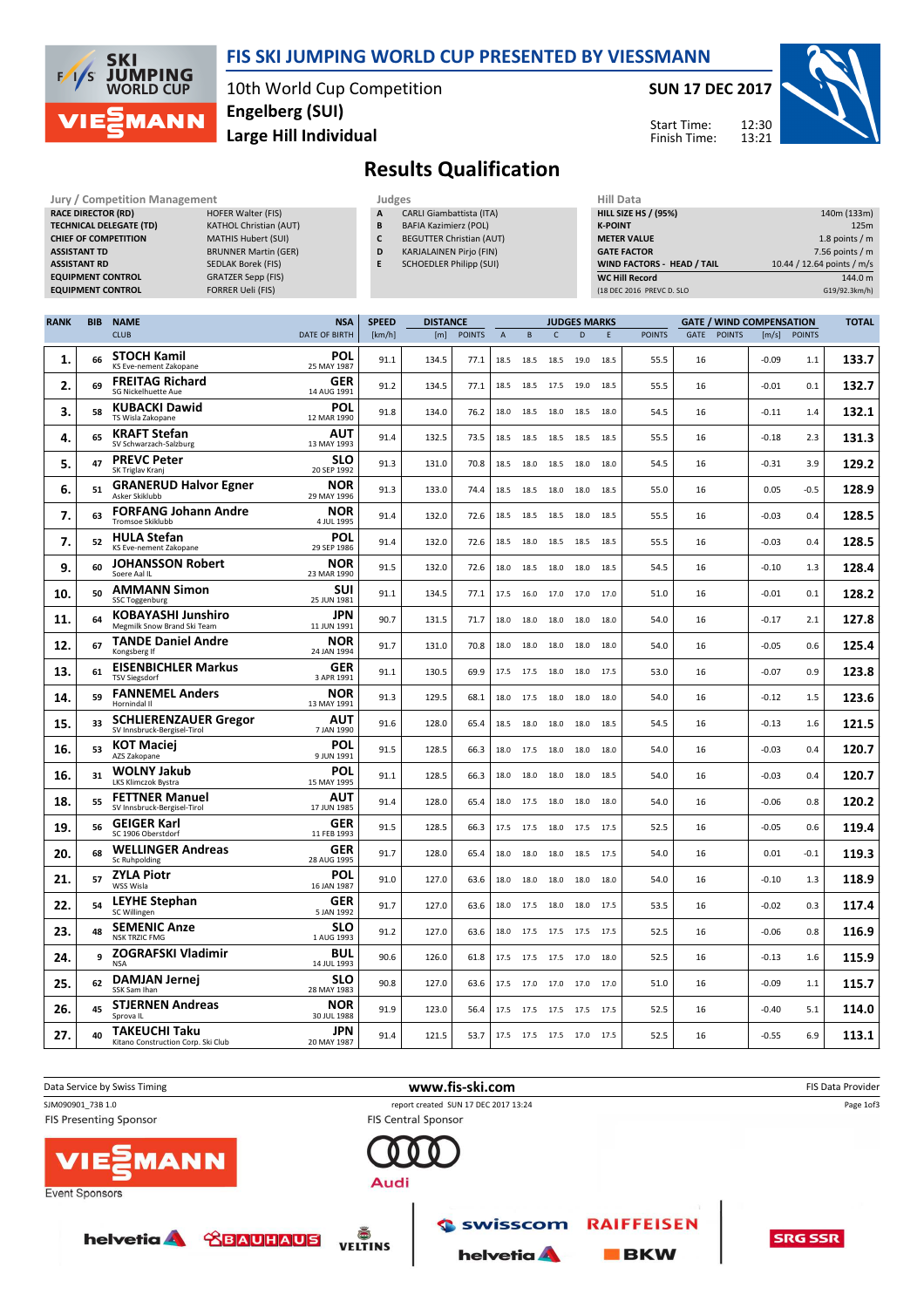# FIS SKI JUMPING WORLD CUP PRESENTED BY VIESSMANN

10th World Cup Competition
**Engelberg (SUI)**
**Large Hill Individual**

**SUN 17 DEC 2017**

Start Time: 12:30
Finish Time: 13:21

## Results Qualification

| Jury / Competition Management | |
|---|---|
| RACE DIRECTOR (RD) | HOFER Walter (FIS) |
| TECHNICAL DELEGATE (TD) | KATHOL Christian (AUT) |
| CHIEF OF COMPETITION | MATHIS Hubert (SUI) |
| ASSISTANT TD | BRUNNER Martin (GER) |
| ASSISTANT RD | SEDLAK Borek (FIS) |
| EQUIPMENT CONTROL | GRATZER Sepp (FIS) |
| EQUIPMENT CONTROL | FORRER Ueli (FIS) |

| Judges | |
|---|---|
| A | CARLI Giambattista (ITA) |
| B | BAFIA Kazimierz (POL) |
| C | BEGUTTER Christian (AUT) |
| D | KARJALAINEN Pirjo (FIN) |
| E | SCHOEDLER Philipp (SUI) |

| Hill Data | |
|---|---|
| HILL SIZE HS / (95%) | 140m (133m) |
| K-POINT | 125m |
| METER VALUE | 1.8 points / m |
| GATE FACTOR | 7.56 points / m |
| WIND FACTORS - HEAD / TAIL | 10.44 / 12.64 points / m/s |
| WC Hill Record | 144.0 m |
| (18 DEC 2016 PREVC D. SLO | G19/92.3km/h) |

| RANK | BIB | NAME / CLUB | NSA / DATE OF BIRTH | SPEED [km/h] | DISTANCE [m] | DISTANCE POINTS | A | B | C | D | E | JUDGES POINTS | GATE | GATE POINTS | WIND [m/s] | WIND POINTS | TOTAL |
|---|---|---|---|---|---|---|---|---|---|---|---|---|---|---|---|---|---|
| 1. | 66 | STOCH Kamil / KS Eve-nement Zakopane | POL / 25 MAY 1987 | 91.1 | 134.5 | 77.1 | 18.5 | 18.5 | 18.5 | 19.0 | 18.5 | 55.5 | 16 | | -0.09 | 1.1 | 133.7 |
| 2. | 69 | FREITAG Richard / SG Nickelhuette Aue | GER / 14 AUG 1991 | 91.2 | 134.5 | 77.1 | 18.5 | 18.5 | 17.5 | 19.0 | 18.5 | 55.5 | 16 | | -0.01 | 0.1 | 132.7 |
| 3. | 58 | KUBACKI Dawid / TS Wisla Zakopane | POL / 12 MAR 1990 | 91.8 | 134.0 | 76.2 | 18.0 | 18.5 | 18.0 | 18.5 | 18.0 | 54.5 | 16 | | -0.11 | 1.4 | 132.1 |
| 4. | 65 | KRAFT Stefan / SV Schwarzach-Salzburg | AUT / 13 MAY 1993 | 91.4 | 132.5 | 73.5 | 18.5 | 18.5 | 18.5 | 18.5 | 18.5 | 55.5 | 16 | | -0.18 | 2.3 | 131.3 |
| 5. | 47 | PREVC Peter / SK Triglav Kranj | SLO / 20 SEP 1992 | 91.3 | 131.0 | 70.8 | 18.5 | 18.0 | 18.5 | 18.0 | 18.0 | 54.5 | 16 | | -0.31 | 3.9 | 129.2 |
| 6. | 51 | GRANERUD Halvor Egner / Asker Skiklubb | NOR / 29 MAY 1996 | 91.3 | 133.0 | 74.4 | 18.5 | 18.5 | 18.0 | 18.0 | 18.5 | 55.0 | 16 | | 0.05 | -0.5 | 128.9 |
| 7. | 63 | FORFANG Johann Andre / Tromsoe Skiklubb | NOR / 4 JUL 1995 | 91.4 | 132.0 | 72.6 | 18.5 | 18.5 | 18.5 | 18.0 | 18.5 | 55.5 | 16 | | -0.03 | 0.4 | 128.5 |
| 7. | 52 | HULA Stefan / KS Eve-nement Zakopane | POL / 29 SEP 1986 | 91.4 | 132.0 | 72.6 | 18.5 | 18.0 | 18.5 | 18.5 | 18.5 | 55.5 | 16 | | -0.03 | 0.4 | 128.5 |
| 9. | 60 | JOHANSSON Robert / Soere Aal IL | NOR / 23 MAR 1990 | 91.5 | 132.0 | 72.6 | 18.0 | 18.5 | 18.0 | 18.0 | 18.5 | 54.5 | 16 | | -0.10 | 1.3 | 128.4 |
| 10. | 50 | AMMANN Simon / SSC Toggenburg | SUI / 25 JUN 1981 | 91.1 | 134.5 | 77.1 | 17.5 | 16.0 | 17.0 | 17.0 | 17.0 | 51.0 | 16 | | -0.01 | 0.1 | 128.2 |
| 11. | 64 | KOBAYASHI Junshiro / Megmilk Snow Brand Ski Team | JPN / 11 JUN 1991 | 90.7 | 131.5 | 71.7 | 18.0 | 18.0 | 18.0 | 18.0 | 18.0 | 54.0 | 16 | | -0.17 | 2.1 | 127.8 |
| 12. | 67 | TANDE Daniel Andre / Kongsberg If | NOR / 24 JAN 1994 | 91.7 | 131.0 | 70.8 | 18.0 | 18.0 | 18.0 | 18.0 | 18.0 | 54.0 | 16 | | -0.05 | 0.6 | 125.4 |
| 13. | 61 | EISENBICHLER Markus / TSV Siegsdorf | GER / 3 APR 1991 | 91.1 | 130.5 | 69.9 | 17.5 | 17.5 | 18.0 | 18.0 | 17.5 | 53.0 | 16 | | -0.07 | 0.9 | 123.8 |
| 14. | 59 | FANNEMEL Anders / Hornindal Il | NOR / 13 MAY 1991 | 91.3 | 129.5 | 68.1 | 18.0 | 17.5 | 18.0 | 18.0 | 18.0 | 54.0 | 16 | | -0.12 | 1.5 | 123.6 |
| 15. | 33 | SCHLIERENZAUER Gregor / SV Innsbruck-Bergisel-Tirol | AUT / 7 JAN 1990 | 91.6 | 128.0 | 65.4 | 18.5 | 18.0 | 18.0 | 18.0 | 18.5 | 54.5 | 16 | | -0.13 | 1.6 | 121.5 |
| 16. | 53 | KOT Maciej / AZS Zakopane | POL / 9 JUN 1991 | 91.5 | 128.5 | 66.3 | 18.0 | 17.5 | 18.0 | 18.0 | 18.0 | 54.0 | 16 | | -0.03 | 0.4 | 120.7 |
| 16. | 31 | WOLNY Jakub / LKS Klimczok Bystra | POL / 15 MAY 1995 | 91.1 | 128.5 | 66.3 | 18.0 | 18.0 | 18.0 | 18.0 | 18.5 | 54.0 | 16 | | -0.03 | 0.4 | 120.7 |
| 18. | 55 | FETTNER Manuel / SV Innsbruck-Bergisel-Tirol | AUT / 17 JUN 1985 | 91.4 | 128.0 | 65.4 | 18.0 | 17.5 | 18.0 | 18.0 | 18.0 | 54.0 | 16 | | -0.06 | 0.8 | 120.2 |
| 19. | 56 | GEIGER Karl / SC 1906 Oberstdorf | GER / 11 FEB 1993 | 91.5 | 128.5 | 66.3 | 17.5 | 17.5 | 18.0 | 17.5 | 17.5 | 52.5 | 16 | | -0.05 | 0.6 | 119.4 |
| 20. | 68 | WELLINGER Andreas / Sc Ruhpolding | GER / 28 AUG 1995 | 91.7 | 128.0 | 65.4 | 18.0 | 18.0 | 18.0 | 18.5 | 17.5 | 54.0 | 16 | | 0.01 | -0.1 | 119.3 |
| 21. | 57 | ZYLA Piotr / WSS Wisla | POL / 16 JAN 1987 | 91.0 | 127.0 | 63.6 | 18.0 | 18.0 | 18.0 | 18.0 | 18.0 | 54.0 | 16 | | -0.10 | 1.3 | 118.9 |
| 22. | 54 | LEYHE Stephan / SC Willingen | GER / 5 JAN 1992 | 91.7 | 127.0 | 63.6 | 18.0 | 17.5 | 18.0 | 18.0 | 17.5 | 53.5 | 16 | | -0.02 | 0.3 | 117.4 |
| 23. | 48 | SEMENIC Anze / NSK TRZIC FMG | SLO / 1 AUG 1993 | 91.2 | 127.0 | 63.6 | 18.0 | 17.5 | 17.5 | 17.5 | 17.5 | 52.5 | 16 | | -0.06 | 0.8 | 116.9 |
| 24. | 9 | ZOGRAFSKI Vladimir / NSA | BUL / 14 JUL 1993 | 90.6 | 126.0 | 61.8 | 17.5 | 17.5 | 17.5 | 17.0 | 18.0 | 52.5 | 16 | | -0.13 | 1.6 | 115.9 |
| 25. | 62 | DAMJAN Jernej / SSK Sam Ihan | SLO / 28 MAY 1983 | 90.8 | 127.0 | 63.6 | 17.5 | 17.0 | 17.0 | 17.0 | 17.0 | 51.0 | 16 | | -0.09 | 1.1 | 115.7 |
| 26. | 45 | STJERNEN Andreas / Sprova IL | NOR / 30 JUL 1988 | 91.9 | 123.0 | 56.4 | 17.5 | 17.5 | 17.5 | 17.5 | 17.5 | 52.5 | 16 | | -0.40 | 5.1 | 114.0 |
| 27. | 40 | TAKEUCHI Taku / Kitano Construction Corp. Ski Club | JPN / 20 MAY 1987 | 91.4 | 121.5 | 53.7 | 17.5 | 17.5 | 17.5 | 17.0 | 17.5 | 52.5 | 16 | | -0.55 | 6.9 | 113.1 |

Data Service by Swiss Timing — www.fis-ski.com — FIS Data Provider

SJM090901_73B 1.0 — report created SUN 17 DEC 2017 13:24

FIS Presenting Sponsor: VIESSMANN — FIS Central Sponsor: Audi

Event Sponsors: helvetia, BAUHAUS, VELTINS, swisscom, helvetia, RAIFFEISEN, BKW, SRG SSR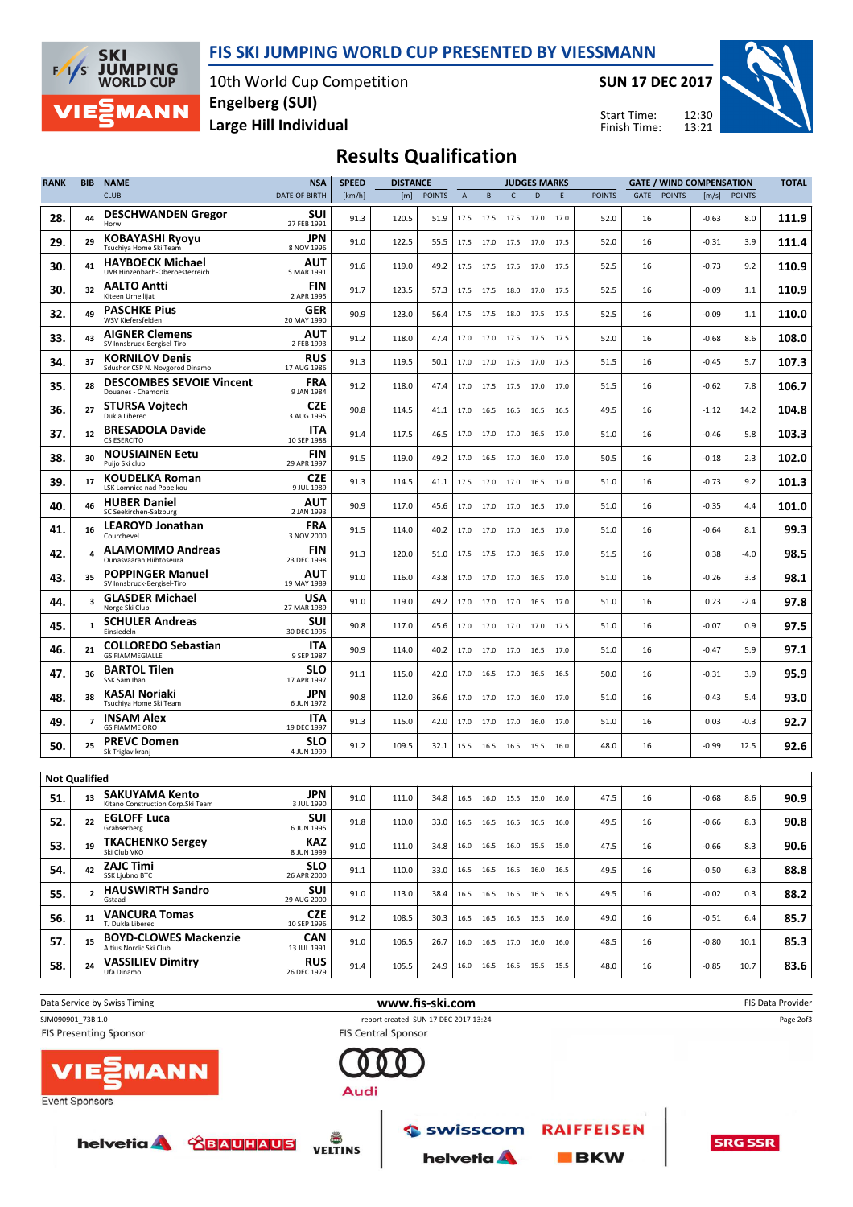# FIS SKI JUMPING WORLD CUP PRESENTED BY VIESSMANN

10th World Cup Competition
Engelberg (SUI)
Large Hill Individual

SUN 17 DEC 2017

Start Time: 12:30
Finish Time: 13:21

## Results Qualification

| RANK | BIB | NAME / CLUB | NSA / DATE OF BIRTH | SPEED [km/h] | DISTANCE [m] | DISTANCE POINTS | A | B | C | D | E | JUDGES POINTS | GATE | GATE POINTS | WIND [m/s] | WIND POINTS | TOTAL |
|---|---|---|---|---|---|---|---|---|---|---|---|---|---|---|---|---|---|
| 28. | 44 | **DESCHWANDEN Gregor** Horw | SUI 27 FEB 1991 | 91.3 | 120.5 | 51.9 | 17.5 | 17.5 | 17.5 | 17.0 | 17.0 | 52.0 | 16 | | -0.63 | 8.0 | **111.9** |
| 29. | 29 | **KOBAYASHI Ryoyu** Tsuchiya Home Ski Team | JPN 8 NOV 1996 | 91.0 | 122.5 | 55.5 | 17.5 | 17.0 | 17.5 | 17.0 | 17.5 | 52.0 | 16 | | -0.31 | 3.9 | **111.4** |
| 30. | 41 | **HAYBOECK Michael** UVB Hinzenbach-Oberoesterreich | AUT 5 MAR 1991 | 91.6 | 119.0 | 49.2 | 17.5 | 17.5 | 17.5 | 17.0 | 17.5 | 52.5 | 16 | | -0.73 | 9.2 | **110.9** |
| 30. | 32 | **AALTO Antti** Kiteen Urheilijat | FIN 2 APR 1995 | 91.7 | 123.5 | 57.3 | 17.5 | 17.5 | 18.0 | 17.0 | 17.5 | 52.5 | 16 | | -0.09 | 1.1 | **110.9** |
| 32. | 49 | **PASCHKE Pius** WSV Kiefersfelden | GER 20 MAY 1990 | 90.9 | 123.0 | 56.4 | 17.5 | 17.5 | 18.0 | 17.5 | 17.5 | 52.5 | 16 | | -0.09 | 1.1 | **110.0** |
| 33. | 43 | **AIGNER Clemens** SV Innsbruck-Bergisel-Tirol | AUT 2 FEB 1993 | 91.2 | 118.0 | 47.4 | 17.0 | 17.0 | 17.5 | 17.5 | 17.5 | 52.0 | 16 | | -0.68 | 8.6 | **108.0** |
| 34. | 37 | **KORNILOV Denis** Sdushor CSP N. Novgorod Dinamo | RUS 17 AUG 1986 | 91.3 | 119.5 | 50.1 | 17.0 | 17.0 | 17.5 | 17.0 | 17.5 | 51.5 | 16 | | -0.45 | 5.7 | **107.3** |
| 35. | 28 | **DESCOMBES SEVOIE Vincent** Douanes - Chamonix | FRA 9 JAN 1984 | 91.2 | 118.0 | 47.4 | 17.0 | 17.5 | 17.5 | 17.0 | 17.0 | 51.5 | 16 | | -0.62 | 7.8 | **106.7** |
| 36. | 27 | **STURSA Vojtech** Dukla Liberec | CZE 3 AUG 1995 | 90.8 | 114.5 | 41.1 | 17.0 | 16.5 | 16.5 | 16.5 | 16.5 | 49.5 | 16 | | -1.12 | 14.2 | **104.8** |
| 37. | 12 | **BRESADOLA Davide** CS ESERCITO | ITA 10 SEP 1988 | 91.4 | 117.5 | 46.5 | 17.0 | 17.0 | 17.0 | 16.5 | 17.0 | 51.0 | 16 | | -0.46 | 5.8 | **103.3** |
| 38. | 30 | **NOUSIAINEN Eetu** Puijo Ski club | FIN 29 APR 1997 | 91.5 | 119.0 | 49.2 | 17.0 | 16.5 | 17.0 | 16.0 | 17.0 | 50.5 | 16 | | -0.18 | 2.3 | **102.0** |
| 39. | 17 | **KOUDELKA Roman** LSK Lomnice nad Popelkou | CZE 9 JUL 1989 | 91.3 | 114.5 | 41.1 | 17.5 | 17.0 | 17.0 | 16.5 | 17.0 | 51.0 | 16 | | -0.73 | 9.2 | **101.3** |
| 40. | 46 | **HUBER Daniel** SC Seekirchen-Salzburg | AUT 2 JAN 1993 | 90.9 | 117.0 | 45.6 | 17.0 | 17.0 | 17.0 | 16.5 | 17.0 | 51.0 | 16 | | -0.35 | 4.4 | **101.0** |
| 41. | 16 | **LEAROYD Jonathan** Courchevel | FRA 3 NOV 2000 | 91.5 | 114.0 | 40.2 | 17.0 | 17.0 | 17.0 | 16.5 | 17.0 | 51.0 | 16 | | -0.64 | 8.1 | **99.3** |
| 42. | 4 | **ALAMOMMO Andreas** Ounasvaaran Hiihtoseura | FIN 23 DEC 1998 | 91.3 | 120.0 | 51.0 | 17.5 | 17.5 | 17.0 | 16.5 | 17.0 | 51.5 | 16 | | 0.38 | -4.0 | **98.5** |
| 43. | 35 | **POPPINGER Manuel** SV Innsbruck-Bergisel-Tirol | AUT 19 MAY 1989 | 91.0 | 116.0 | 43.8 | 17.0 | 17.0 | 17.0 | 16.5 | 17.0 | 51.0 | 16 | | -0.26 | 3.3 | **98.1** |
| 44. | 3 | **GLASDER Michael** Norge Ski Club | USA 27 MAR 1989 | 91.0 | 119.0 | 49.2 | 17.0 | 17.0 | 17.0 | 16.5 | 17.0 | 51.0 | 16 | | 0.23 | -2.4 | **97.8** |
| 45. | 1 | **SCHULER Andreas** Einsiedeln | SUI 30 DEC 1995 | 90.8 | 117.0 | 45.6 | 17.0 | 17.0 | 17.0 | 17.0 | 17.5 | 51.0 | 16 | | -0.07 | 0.9 | **97.5** |
| 46. | 21 | **COLLOREDO Sebastian** GS FIAMMEGIALLE | ITA 9 SEP 1987 | 90.9 | 114.0 | 40.2 | 17.0 | 17.0 | 17.0 | 16.5 | 17.0 | 51.0 | 16 | | -0.47 | 5.9 | **97.1** |
| 47. | 36 | **BARTOL Tilen** SSK Sam Ihan | SLO 17 APR 1997 | 91.1 | 115.0 | 42.0 | 17.0 | 16.5 | 17.0 | 16.5 | 16.5 | 50.0 | 16 | | -0.31 | 3.9 | **95.9** |
| 48. | 38 | **KASAI Noriaki** Tsuchiya Home Ski Team | JPN 6 JUN 1972 | 90.8 | 112.0 | 36.6 | 17.0 | 17.0 | 17.0 | 16.0 | 17.0 | 51.0 | 16 | | -0.43 | 5.4 | **93.0** |
| 49. | 7 | **INSAM Alex** GS FIAMME ORO | ITA 19 DEC 1997 | 91.3 | 115.0 | 42.0 | 17.0 | 17.0 | 17.0 | 16.0 | 17.0 | 51.0 | 16 | | 0.03 | -0.3 | **92.7** |
| 50. | 25 | **PREVC Domen** Sk Triglav kranj | SLO 4 JUN 1999 | 91.2 | 109.5 | 32.1 | 15.5 | 16.5 | 16.5 | 15.5 | 16.0 | 48.0 | 16 | | -0.99 | 12.5 | **92.6** |

**Not Qualified**

| RANK | BIB | NAME / CLUB | NSA / DATE OF BIRTH | SPEED [km/h] | DISTANCE [m] | DISTANCE POINTS | A | B | C | D | E | JUDGES POINTS | GATE | GATE POINTS | WIND [m/s] | WIND POINTS | TOTAL |
|---|---|---|---|---|---|---|---|---|---|---|---|---|---|---|---|---|---|
| 51. | 13 | **SAKUYAMA Kento** Kitano Construction Corp.Ski Team | JPN 3 JUL 1990 | 91.0 | 111.0 | 34.8 | 16.5 | 16.0 | 15.5 | 15.0 | 16.0 | 47.5 | 16 | | -0.68 | 8.6 | **90.9** |
| 52. | 22 | **EGLOFF Luca** Grabserberg | SUI 6 JUN 1995 | 91.8 | 110.0 | 33.0 | 16.5 | 16.5 | 16.5 | 16.5 | 16.0 | 49.5 | 16 | | -0.66 | 8.3 | **90.8** |
| 53. | 19 | **TKACHENKO Sergey** Ski Club VKO | KAZ 8 JUN 1999 | 91.0 | 111.0 | 34.8 | 16.0 | 16.5 | 16.0 | 15.5 | 15.0 | 47.5 | 16 | | -0.66 | 8.3 | **90.6** |
| 54. | 42 | **ZAJC Timi** SSK Ljubno BTC | SLO 26 APR 2000 | 91.1 | 110.0 | 33.0 | 16.5 | 16.5 | 16.5 | 16.0 | 16.5 | 49.5 | 16 | | -0.50 | 6.3 | **88.8** |
| 55. | 2 | **HAUSWIRTH Sandro** Gstaad | SUI 29 AUG 2000 | 91.0 | 113.0 | 38.4 | 16.5 | 16.5 | 16.5 | 16.5 | 16.5 | 49.5 | 16 | | -0.02 | 0.3 | **88.2** |
| 56. | 11 | **VANCURA Tomas** TJ Dukla Liberec | CZE 10 SEP 1996 | 91.2 | 108.5 | 30.3 | 16.5 | 16.5 | 16.5 | 15.5 | 16.0 | 49.0 | 16 | | -0.51 | 6.4 | **85.7** |
| 57. | 15 | **BOYD-CLOWES Mackenzie** Altius Nordic Ski Club | CAN 13 JUL 1991 | 91.0 | 106.5 | 26.7 | 16.0 | 16.5 | 17.0 | 16.0 | 16.0 | 48.5 | 16 | | -0.80 | 10.1 | **85.3** |
| 58. | 24 | **VASSILIEV Dimitry** Ufa Dinamo | RUS 26 DEC 1979 | 91.4 | 105.5 | 24.9 | 16.0 | 16.5 | 16.5 | 15.5 | 15.5 | 48.0 | 16 | | -0.85 | 10.7 | **83.6** |

Data Service by Swiss Timing — www.fis-ski.com — FIS Data Provider

SJM090901_73B 1.0 — report created SUN 17 DEC 2017 13:24

FIS Presenting Sponsor — FIS Central Sponsor

Event Sponsors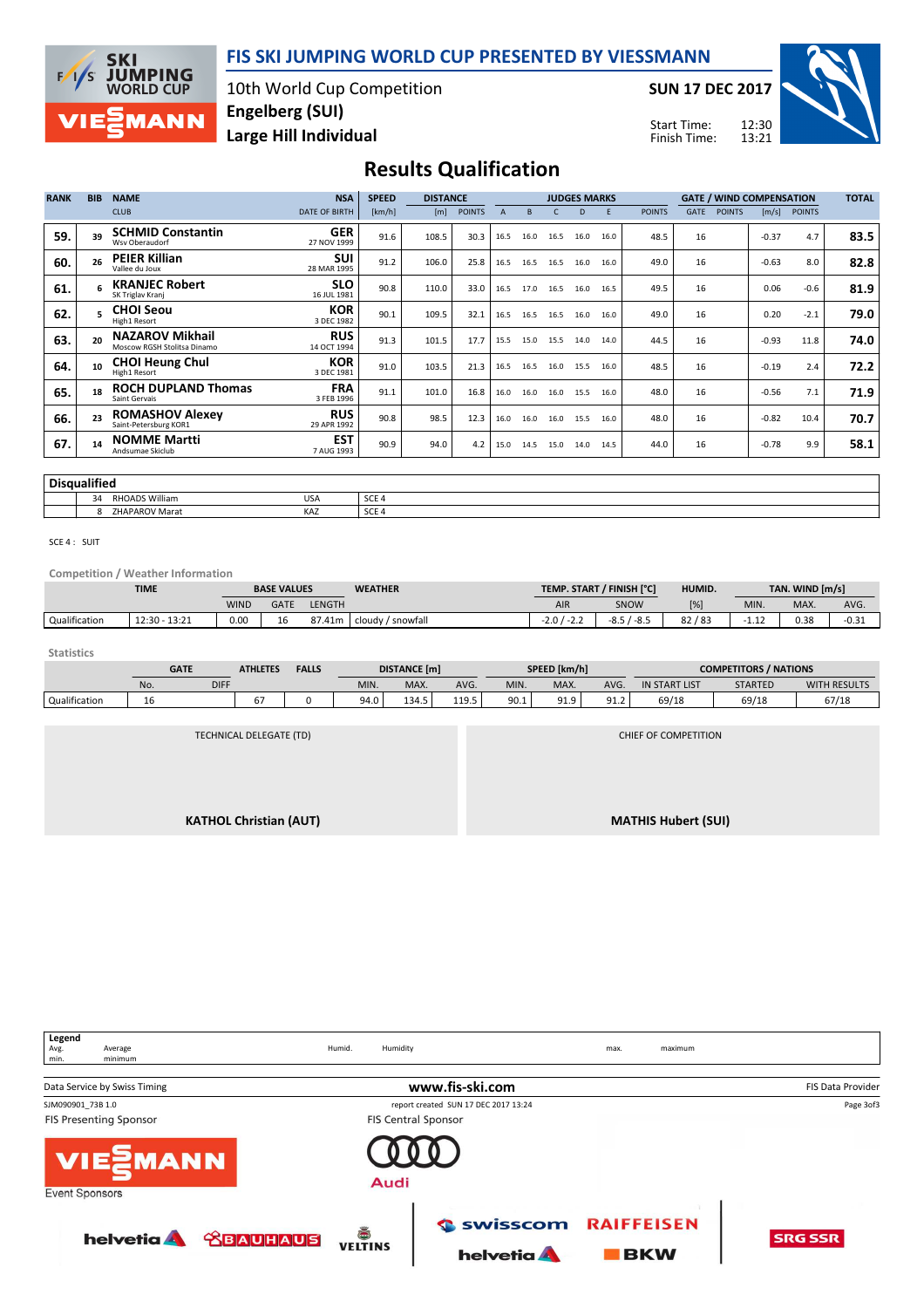# FIS SKI JUMPING WORLD CUP PRESENTED BY VIESSMANN

10th World Cup Competition
**Engelberg (SUI)**
**Large Hill Individual**

**SUN 17 DEC 2017**

Start Time: 12:30
Finish Time: 13:21

## Results Qualification

| RANK | BIB | NAME / CLUB | NSA / DATE OF BIRTH | SPEED [km/h] | DISTANCE [m] | DISTANCE POINTS | A | B | C | D | E | JUDGES POINTS | GATE | GATE POINTS | WIND [m/s] | WIND POINTS | TOTAL |
|---|---|---|---|---|---|---|---|---|---|---|---|---|---|---|---|---|---|
| 59. | 39 | **SCHMID Constantin** Wsv Oberaudorf | **GER** 27 NOV 1999 | 91.6 | 108.5 | 30.3 | 16.5 | 16.0 | 16.5 | 16.0 | 16.0 | 48.5 | 16 | | -0.37 | 4.7 | **83.5** |
| 60. | 26 | **PEIER Killian** Vallee du Joux | **SUI** 28 MAR 1995 | 91.2 | 106.0 | 25.8 | 16.5 | 16.5 | 16.5 | 16.0 | 16.0 | 49.0 | 16 | | -0.63 | 8.0 | **82.8** |
| 61. | 6 | **KRANJEC Robert** SK Triglav Kranj | **SLO** 16 JUL 1981 | 90.8 | 110.0 | 33.0 | 16.5 | 17.0 | 16.5 | 16.0 | 16.5 | 49.5 | 16 | | 0.06 | -0.6 | **81.9** |
| 62. | 5 | **CHOI Seou** High1 Resort | **KOR** 3 DEC 1982 | 90.1 | 109.5 | 32.1 | 16.5 | 16.5 | 16.5 | 16.0 | 16.0 | 49.0 | 16 | | 0.20 | -2.1 | **79.0** |
| 63. | 20 | **NAZAROV Mikhail** Moscow RGSH Stolitsa Dinamo | **RUS** 14 OCT 1994 | 91.3 | 101.5 | 17.7 | 15.5 | 15.0 | 15.5 | 14.0 | 14.0 | 44.5 | 16 | | -0.93 | 11.8 | **74.0** |
| 64. | 10 | **CHOI Heung Chul** High1 Resort | **KOR** 3 DEC 1981 | 91.0 | 103.5 | 21.3 | 16.5 | 16.5 | 16.0 | 15.5 | 16.0 | 48.5 | 16 | | -0.19 | 2.4 | **72.2** |
| 65. | 18 | **ROCH DUPLAND Thomas** Saint Gervais | **FRA** 3 FEB 1996 | 91.1 | 101.0 | 16.8 | 16.0 | 16.0 | 16.0 | 15.5 | 16.0 | 48.0 | 16 | | -0.56 | 7.1 | **71.9** |
| 66. | 23 | **ROMASHOV Alexey** Saint-Petersburg KOR1 | **RUS** 29 APR 1992 | 90.8 | 98.5 | 12.3 | 16.0 | 16.0 | 16.0 | 15.5 | 16.0 | 48.0 | 16 | | -0.82 | 10.4 | **70.7** |
| 67. | 14 | **NOMME Martti** Andsumae Skiclub | **EST** 7 AUG 1993 | 90.9 | 94.0 | 4.2 | 15.0 | 14.5 | 15.0 | 14.0 | 14.5 | 44.0 | 16 | | -0.78 | 9.9 | **58.1** |

**Disqualified**

| BIB | NAME | NSA | REASON |
|---|---|---|---|
| 34 | RHOADS William | USA | SCE 4 |
| 8 | ZHAPAROV Marat | KAZ | SCE 4 |

SCE 4 : SUIT

### Competition / Weather Information

| | TIME | BASE VALUES WIND | GATE | LENGTH | WEATHER | TEMP. START / FINISH [°C] AIR | SNOW | HUMID. [%] | TAN. WIND [m/s] MIN. | MAX. | AVG. |
|---|---|---|---|---|---|---|---|---|---|---|---|
| Qualification | 12:30 - 13:21 | 0.00 | 16 | 87.41m | cloudy / snowfall | -2.0 / -2.2 | -8.5 / -8.5 | 82 / 83 | -1.12 | 0.38 | -0.31 |

### Statistics

| | GATE No. | DIFF | ATHLETES | FALLS | DISTANCE [m] MIN. | MAX. | AVG. | SPEED [km/h] MIN. | MAX. | AVG. | COMPETITORS / NATIONS IN START LIST | STARTED | WITH RESULTS |
|---|---|---|---|---|---|---|---|---|---|---|---|---|---|
| Qualification | 16 | | 67 | 0 | 94.0 | 134.5 | 119.5 | 90.1 | 91.9 | 91.2 | 69/18 | 69/18 | 67/18 |

TECHNICAL DELEGATE (TD)
**KATHOL Christian (AUT)**

CHIEF OF COMPETITION
**MATHIS Hubert (SUI)**

**Legend**
Avg. Average
min. minimum
Humid. Humidity
max. maximum

Data Service by Swiss Timing — www.fis-ski.com — FIS Data Provider
SJM090901_73B 1.0 — report created SUN 17 DEC 2017 13:24
FIS Presenting Sponsor: VIESSMANN
FIS Central Sponsor: Audi
Event Sponsors: helvetia, BAUHAUS, VELTINS, swisscom, RAIFFEISEN, helvetia, BKW, SRG SSR